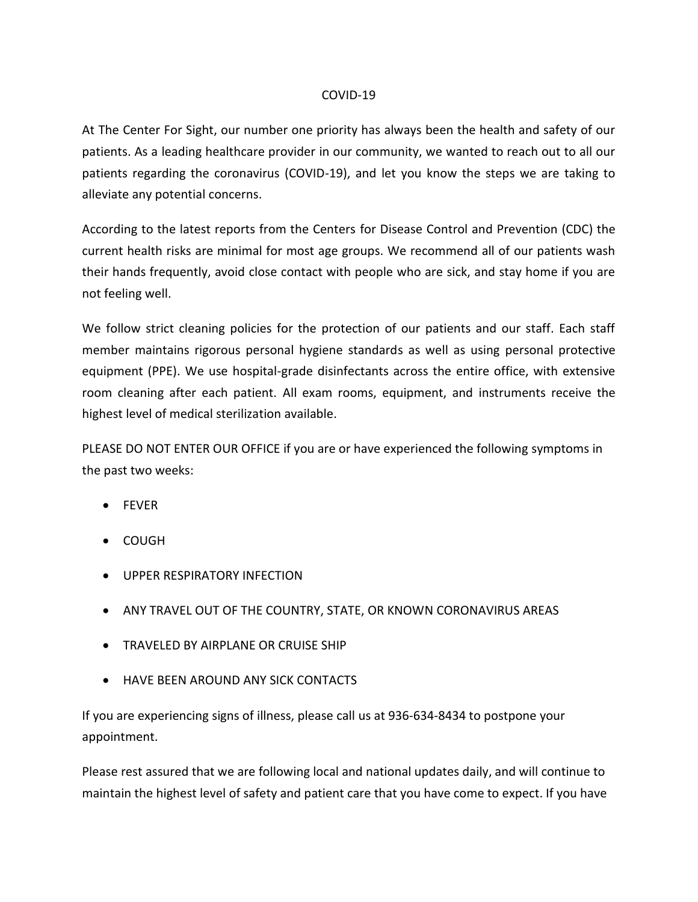# COVID-19

At The Center For Sight, our number one priority has always been the health and safety of our patients. As a leading healthcare provider in our community, we wanted to reach out to all our patients regarding the coronavirus (COVID-19), and let you know the steps we are taking to alleviate any potential concerns.

According to the latest reports from the Centers for Disease Control and Prevention (CDC) the current health risks are minimal for most age groups. We recommend all of our patients wash their hands frequently, avoid close contact with people who are sick, and stay home if you are not feeling well.

We follow strict cleaning policies for the protection of our patients and our staff. Each staff member maintains rigorous personal hygiene standards as well as using personal protective equipment (PPE). We use hospital-grade disinfectants across the entire office, with extensive room cleaning after each patient. All exam rooms, equipment, and instruments receive the highest level of medical sterilization available.

PLEASE DO NOT ENTER OUR OFFICE if you are or have experienced the following symptoms in the past two weeks:

- FEVER
- COUGH
- UPPER RESPIRATORY INFECTION
- ANY TRAVEL OUT OF THE COUNTRY, STATE, OR KNOWN CORONAVIRUS AREAS
- TRAVELED BY AIRPLANE OR CRUISE SHIP
- HAVE BEEN AROUND ANY SICK CONTACTS

If you are experiencing signs of illness, please call us at 936-634-8434 to postpone your appointment.

Please rest assured that we are following local and national updates daily, and will continue to maintain the highest level of safety and patient care that you have come to expect. If you have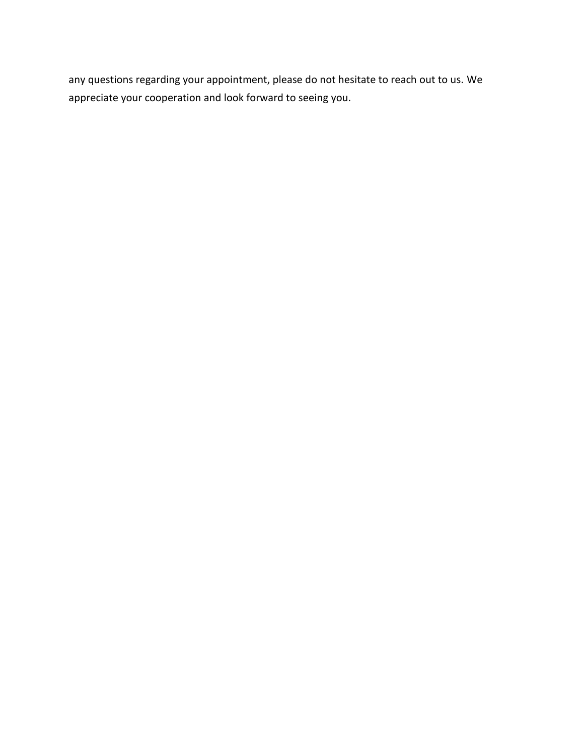any questions regarding your appointment, please do not hesitate to reach out to us. We appreciate your cooperation and look forward to seeing you.